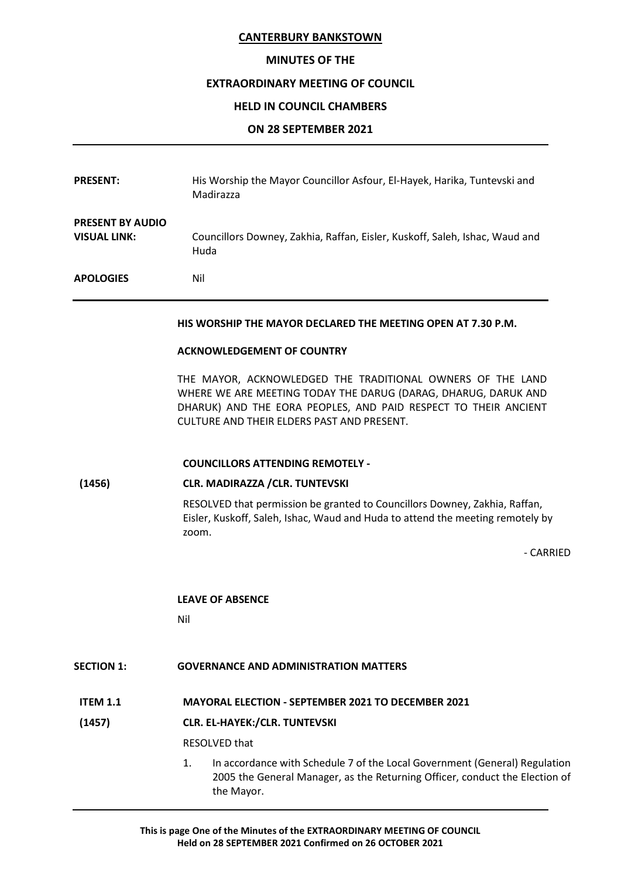# CANTERBURY BANKSTOWN

## MINUTES OF THE

## EXTRAORDINARY MEETING OF COUNCIL

## HELD IN COUNCIL CHAMBERS

## ON 28 SEPTEMBER 2021

---

**PRESENT:** His Worship the Mayor Councillor Asfour, El-Hayek, Harika, Tuntevski and Madirazza

**PRESENT BY AUDIO VISUAL LINK:** Councillors Downey, Zakhia, Raffan, Eisler, Kuskoff, Saleh, Ishac, Waud and Huda

**APOLOGIES** Nil

---

**HIS WORSHIP THE MAYOR DECLARED THE MEETING OPEN AT 7.30 P.M.**

**ACKNOWLEDGEMENT OF COUNTRY**

THE MAYOR, ACKNOWLEDGED THE TRADITIONAL OWNERS OF THE LAND WHERE WE ARE MEETING TODAY THE DARUG (DARAG, DHARUG, DARUK AND DHARUK) AND THE EORA PEOPLES, AND PAID RESPECT TO THEIR ANCIENT CULTURE AND THEIR ELDERS PAST AND PRESENT.

**COUNCILLORS ATTENDING REMOTELY -**

**(1456) CLR. MADIRAZZA /CLR. TUNTEVSKI**

RESOLVED that permission be granted to Councillors Downey, Zakhia, Raffan, Eisler, Kuskoff, Saleh, Ishac, Waud and Huda to attend the meeting remotely by zoom.

\- CARRIED

**LEAVE OF ABSENCE**

Nil

**SECTION 1: GOVERNANCE AND ADMINISTRATION MATTERS**

**ITEM 1.1 MAYORAL ELECTION - SEPTEMBER 2021 TO DECEMBER 2021**

**(1457) CLR. EL-HAYEK:/CLR. TUNTEVSKI**

RESOLVED that

1. In accordance with Schedule 7 of the Local Government (General) Regulation 2005 the General Manager, as the Returning Officer, conduct the Election of the Mayor.

---

**This is page One of the Minutes of the EXTRAORDINARY MEETING OF COUNCIL Held on 28 SEPTEMBER 2021 Confirmed on 26 OCTOBER 2021**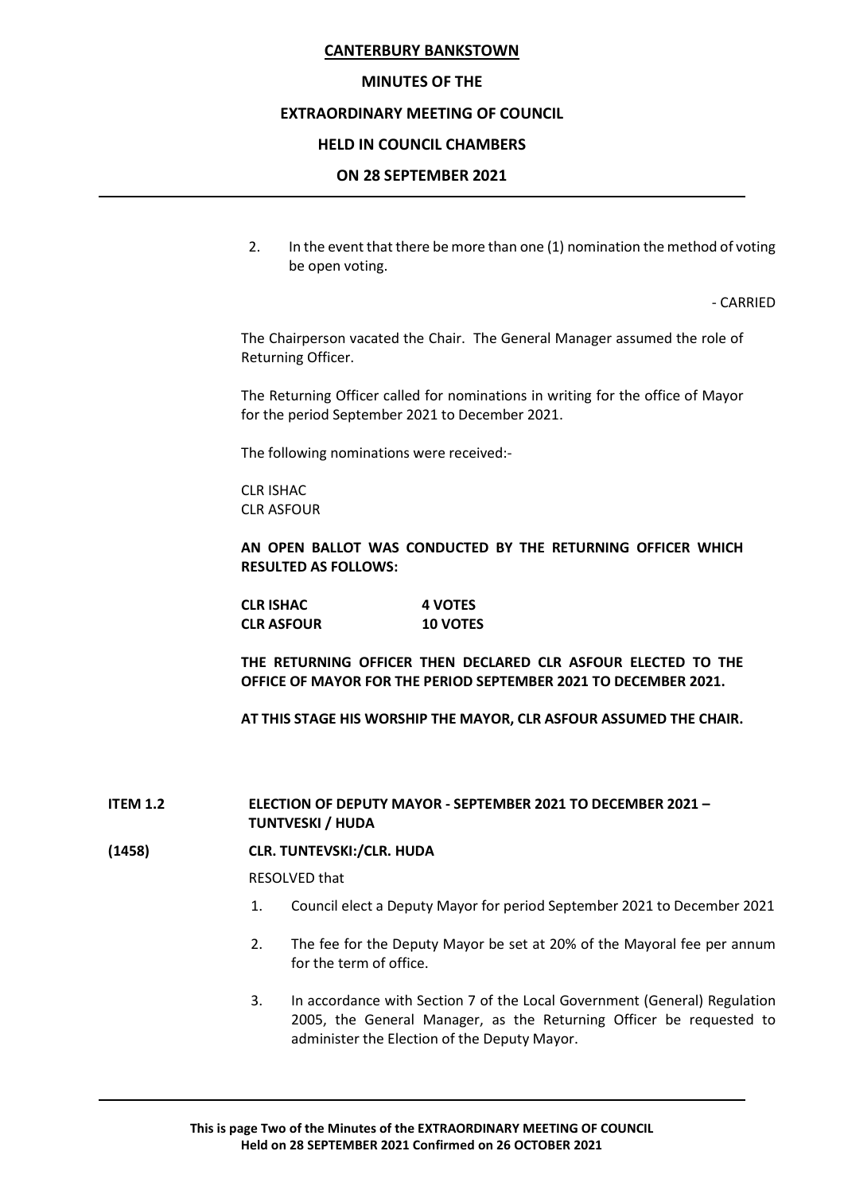2. In the event that there be more than one (1) nomination the method of voting be open voting.

- CARRIED

The Chairperson vacated the Chair. The General Manager assumed the role of Returning Officer.

The Returning Officer called for nominations in writing for the office of Mayor for the period September 2021 to December 2021.

The following nominations were received:-

CLR ISHAC
CLR ASFOUR

**AN OPEN BALLOT WAS CONDUCTED BY THE RETURNING OFFICER WHICH RESULTED AS FOLLOWS:**

| | |
|---|---|
| **CLR ISHAC** | **4 VOTES** |
| **CLR ASFOUR** | **10 VOTES** |

**THE RETURNING OFFICER THEN DECLARED CLR ASFOUR ELECTED TO THE OFFICE OF MAYOR FOR THE PERIOD SEPTEMBER 2021 TO DECEMBER 2021.**

**AT THIS STAGE HIS WORSHIP THE MAYOR, CLR ASFOUR ASSUMED THE CHAIR.**

**ITEM 1.2 ELECTION OF DEPUTY MAYOR - SEPTEMBER 2021 TO DECEMBER 2021 – TUNTVESKI / HUDA**

**(1458) CLR. TUNTEVSKI:/CLR. HUDA**

RESOLVED that

1. Council elect a Deputy Mayor for period September 2021 to December 2021
2. The fee for the Deputy Mayor be set at 20% of the Mayoral fee per annum for the term of office.
3. In accordance with Section 7 of the Local Government (General) Regulation 2005, the General Manager, as the Returning Officer be requested to administer the Election of the Deputy Mayor.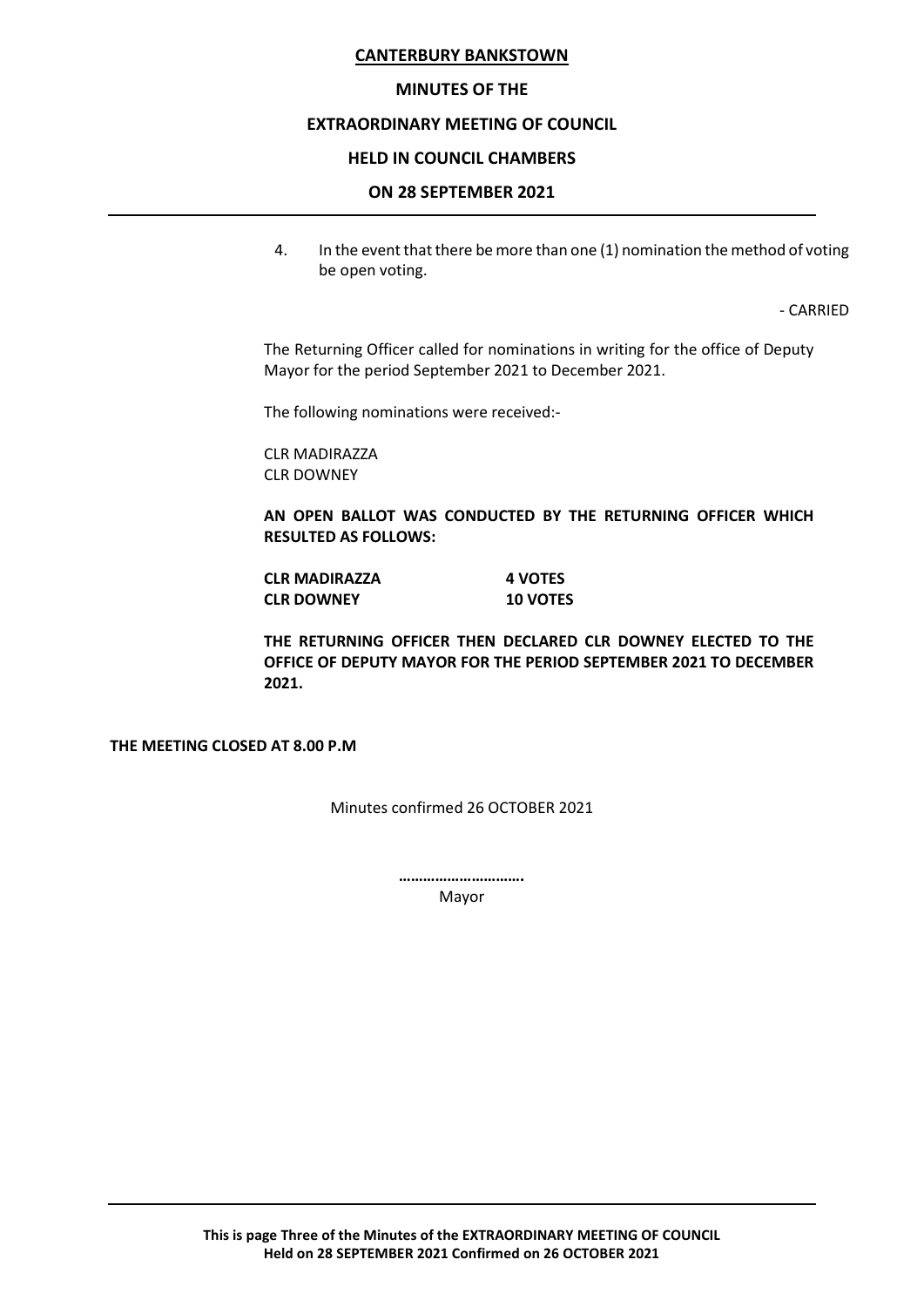4. In the event that there be more than one (1) nomination the method of voting be open voting.

- CARRIED

The Returning Officer called for nominations in writing for the office of Deputy Mayor for the period September 2021 to December 2021.

The following nominations were received:-

CLR MADIRAZZA
CLR DOWNEY

**AN OPEN BALLOT WAS CONDUCTED BY THE RETURNING OFFICER WHICH RESULTED AS FOLLOWS:**

| | |
|---|---|
| **CLR MADIRAZZA** | **4 VOTES** |
| **CLR DOWNEY** | **10 VOTES** |

**THE RETURNING OFFICER THEN DECLARED CLR DOWNEY ELECTED TO THE OFFICE OF DEPUTY MAYOR FOR THE PERIOD SEPTEMBER 2021 TO DECEMBER 2021.**

**THE MEETING CLOSED AT 8.00 P.M**

Minutes confirmed 26 OCTOBER 2021

**………………………….**
Mayor